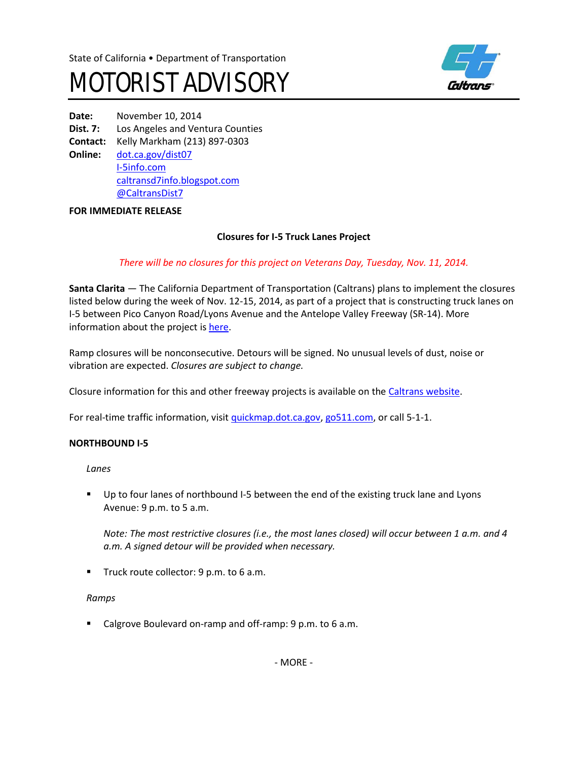State of California • Department of Transportation

# MOTORIST ADVISORY

**Date:** November 10, 2014
**Dist. 7:** Los Angeles and Ventura Counties
**Contact:** Kelly Markham (213) 897-0303
**Online:** dot.ca.gov/dist07
I-5info.com
caltransd7info.blogspot.com
@CaltransDist7

**FOR IMMEDIATE RELEASE**

**Closures for I-5 Truck Lanes Project**

*There will be no closures for this project on Veterans Day, Tuesday, Nov. 11, 2014.*

**Santa Clarita** — The California Department of Transportation (Caltrans) plans to implement the closures listed below during the week of Nov. 12-15, 2014, as part of a project that is constructing truck lanes on I-5 between Pico Canyon Road/Lyons Avenue and the Antelope Valley Freeway (SR-14). More information about the project is here.

Ramp closures will be nonconsecutive. Detours will be signed. No unusual levels of dust, noise or vibration are expected. *Closures are subject to change.*

Closure information for this and other freeway projects is available on the Caltrans website.

For real-time traffic information, visit quickmap.dot.ca.gov, go511.com, or call 5-1-1.

**NORTHBOUND I-5**

*Lanes*

- Up to four lanes of northbound I-5 between the end of the existing truck lane and Lyons Avenue: 9 p.m. to 5 a.m.

  *Note: The most restrictive closures (i.e., the most lanes closed) will occur between 1 a.m. and 4 a.m. A signed detour will be provided when necessary.*

- Truck route collector: 9 p.m. to 6 a.m.

*Ramps*

- Calgrove Boulevard on-ramp and off-ramp: 9 p.m. to 6 a.m.

- MORE -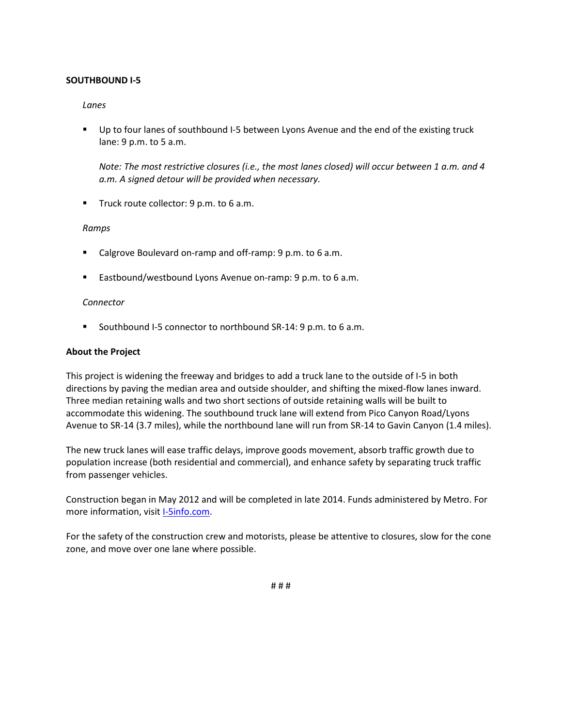**SOUTHBOUND I-5**

*Lanes*

- Up to four lanes of southbound I-5 between Lyons Avenue and the end of the existing truck lane: 9 p.m. to 5 a.m.

  *Note: The most restrictive closures (i.e., the most lanes closed) will occur between 1 a.m. and 4 a.m. A signed detour will be provided when necessary.*

- Truck route collector: 9 p.m. to 6 a.m.

*Ramps*

- Calgrove Boulevard on-ramp and off-ramp: 9 p.m. to 6 a.m.

- Eastbound/westbound Lyons Avenue on-ramp: 9 p.m. to 6 a.m.

*Connector*

- Southbound I-5 connector to northbound SR-14: 9 p.m. to 6 a.m.

**About the Project**

This project is widening the freeway and bridges to add a truck lane to the outside of I-5 in both directions by paving the median area and outside shoulder, and shifting the mixed-flow lanes inward. Three median retaining walls and two short sections of outside retaining walls will be built to accommodate this widening. The southbound truck lane will extend from Pico Canyon Road/Lyons Avenue to SR-14 (3.7 miles), while the northbound lane will run from SR-14 to Gavin Canyon (1.4 miles).

The new truck lanes will ease traffic delays, improve goods movement, absorb traffic growth due to population increase (both residential and commercial), and enhance safety by separating truck traffic from passenger vehicles.

Construction began in May 2012 and will be completed in late 2014. Funds administered by Metro. For more information, visit [I-5info.com](http://I-5info.com).

For the safety of the construction crew and motorists, please be attentive to closures, slow for the cone zone, and move over one lane where possible.

# # #